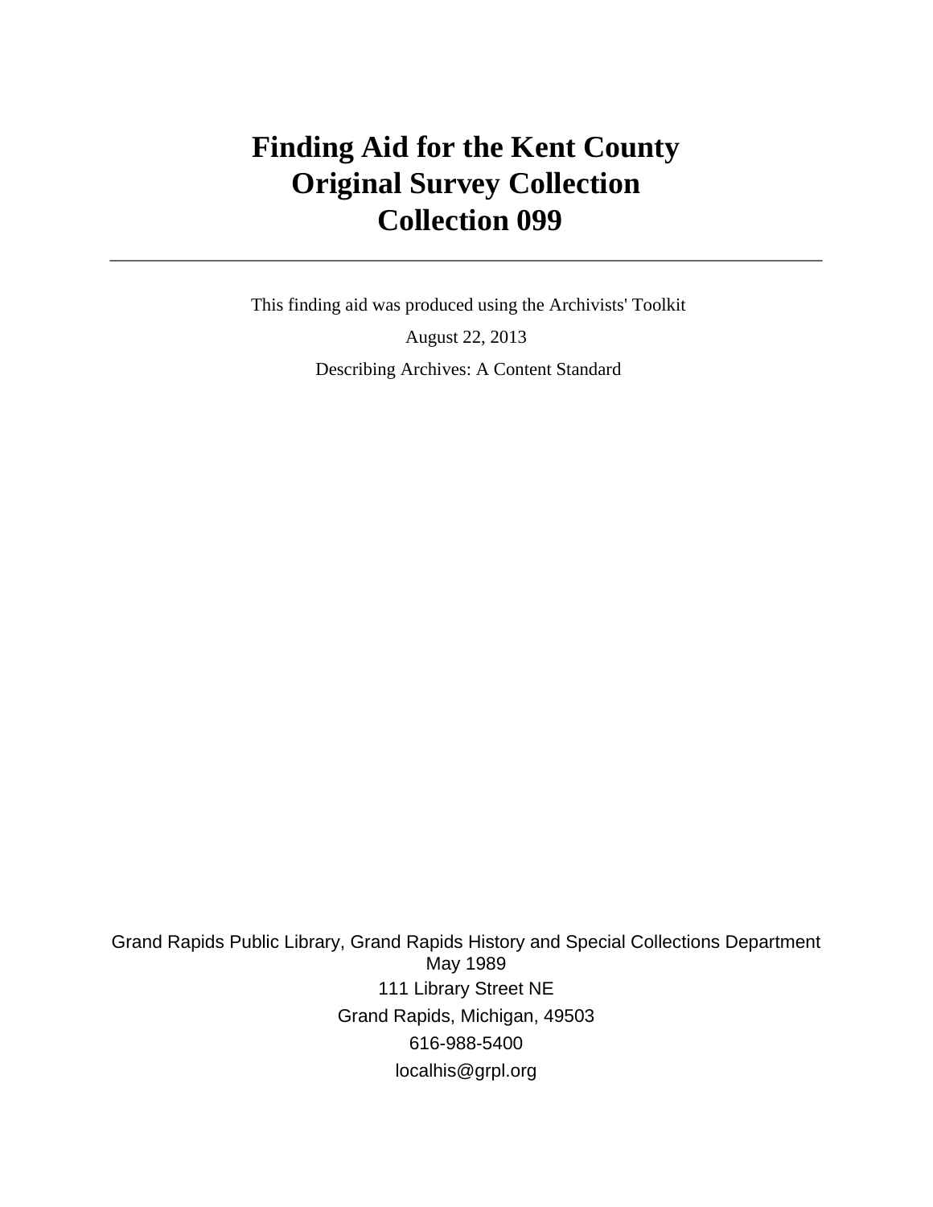# Finding Aid for the Kent County Original Survey Collection Collection 099

---

This finding aid was produced using the Archivists' Toolkit

August 22, 2013

Describing Archives: A Content Standard

Grand Rapids Public Library, Grand Rapids History and Special Collections Department
May 1989

111 Library Street NE

Grand Rapids, Michigan, 49503

616-988-5400

localhis@grpl.org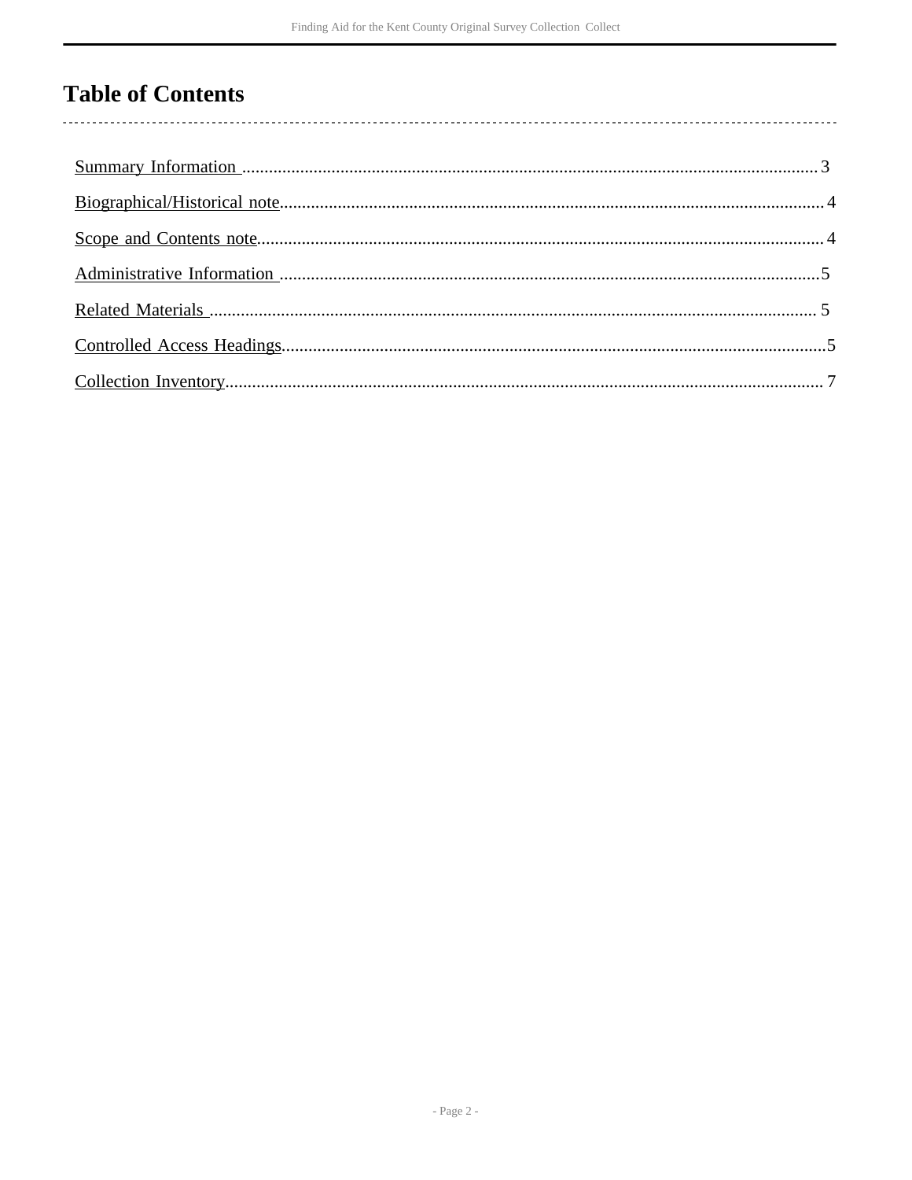# Table of Contents

Summary Information ........................................................................................................................... 3

Biographical/Historical note................................................................................................................ 4

Scope and Contents note...................................................................................................................... 4

Administrative Information ................................................................................................................ 5

Related Materials ................................................................................................................................ 5

Controlled Access Headings................................................................................................................ 5

Collection Inventory............................................................................................................................ 7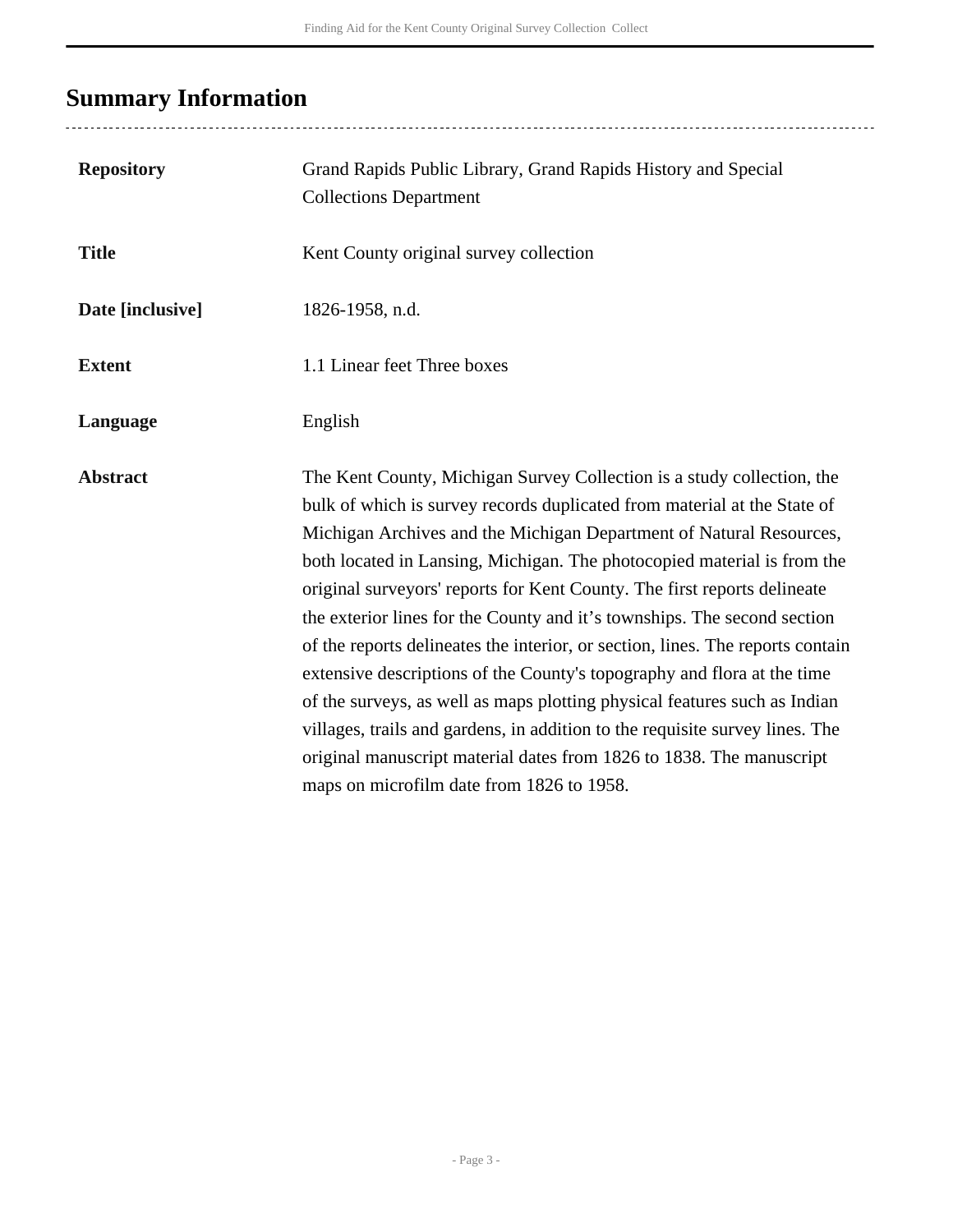## Summary Information

| | |
|---|---|
| **Repository** | Grand Rapids Public Library, Grand Rapids History and Special Collections Department |
| **Title** | Kent County original survey collection |
| **Date [inclusive]** | 1826-1958, n.d. |
| **Extent** | 1.1 Linear feet Three boxes |
| **Language** | English |
| **Abstract** | The Kent County, Michigan Survey Collection is a study collection, the bulk of which is survey records duplicated from material at the State of Michigan Archives and the Michigan Department of Natural Resources, both located in Lansing, Michigan. The photocopied material is from the original surveyors' reports for Kent County. The first reports delineate the exterior lines for the County and it's townships. The second section of the reports delineates the interior, or section, lines. The reports contain extensive descriptions of the County's topography and flora at the time of the surveys, as well as maps plotting physical features such as Indian villages, trails and gardens, in addition to the requisite survey lines. The original manuscript material dates from 1826 to 1838. The manuscript maps on microfilm date from 1826 to 1958. |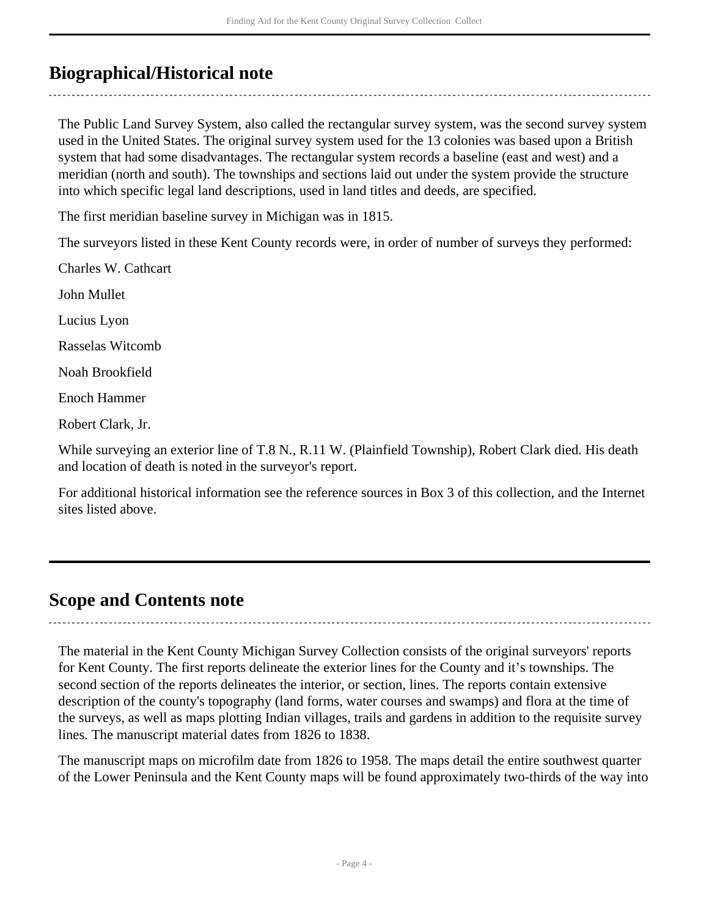## Biographical/Historical note

The Public Land Survey System, also called the rectangular survey system, was the second survey system used in the United States. The original survey system used for the 13 colonies was based upon a British system that had some disadvantages. The rectangular system records a baseline (east and west) and a meridian (north and south). The townships and sections laid out under the system provide the structure into which specific legal land descriptions, used in land titles and deeds, are specified.

The first meridian baseline survey in Michigan was in 1815.

The surveyors listed in these Kent County records were, in order of number of surveys they performed:

Charles W. Cathcart

John Mullet

Lucius Lyon

Rasselas Witcomb

Noah Brookfield

Enoch Hammer

Robert Clark, Jr.

While surveying an exterior line of T.8 N., R.11 W. (Plainfield Township), Robert Clark died. His death and location of death is noted in the surveyor's report.

For additional historical information see the reference sources in Box 3 of this collection, and the Internet sites listed above.

## Scope and Contents note

The material in the Kent County Michigan Survey Collection consists of the original surveyors' reports for Kent County. The first reports delineate the exterior lines for the County and it’s townships. The second section of the reports delineates the interior, or section, lines. The reports contain extensive description of the county's topography (land forms, water courses and swamps) and flora at the time of the surveys, as well as maps plotting Indian villages, trails and gardens in addition to the requisite survey lines. The manuscript material dates from 1826 to 1838.

The manuscript maps on microfilm date from 1826 to 1958. The maps detail the entire southwest quarter of the Lower Peninsula and the Kent County maps will be found approximately two-thirds of the way into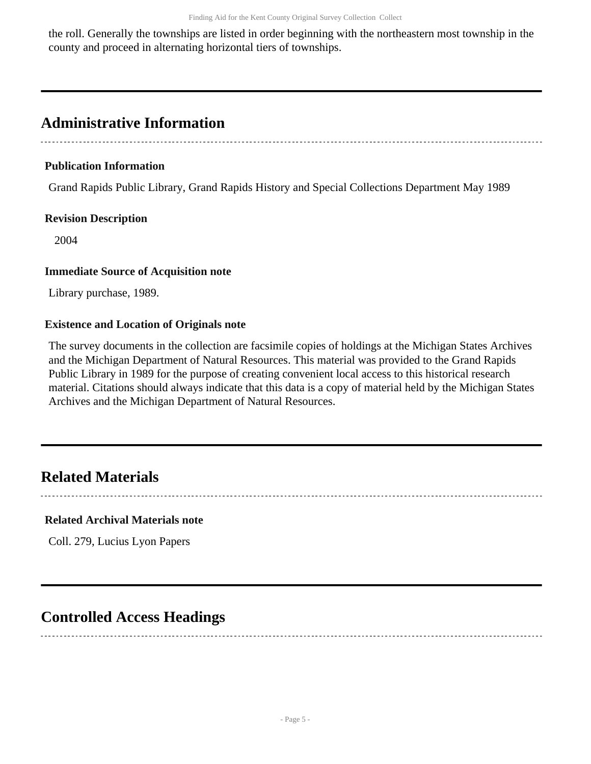the roll. Generally the townships are listed in order beginning with the northeastern most township in the county and proceed in alternating horizontal tiers of townships.

## Administrative Information

### Publication Information

Grand Rapids Public Library, Grand Rapids History and Special Collections Department May 1989

### Revision Description

2004

### Immediate Source of Acquisition note

Library purchase, 1989.

### Existence and Location of Originals note

The survey documents in the collection are facsimile copies of holdings at the Michigan States Archives and the Michigan Department of Natural Resources. This material was provided to the Grand Rapids Public Library in 1989 for the purpose of creating convenient local access to this historical research material. Citations should always indicate that this data is a copy of material held by the Michigan States Archives and the Michigan Department of Natural Resources.

## Related Materials

### Related Archival Materials note

Coll. 279, Lucius Lyon Papers

## Controlled Access Headings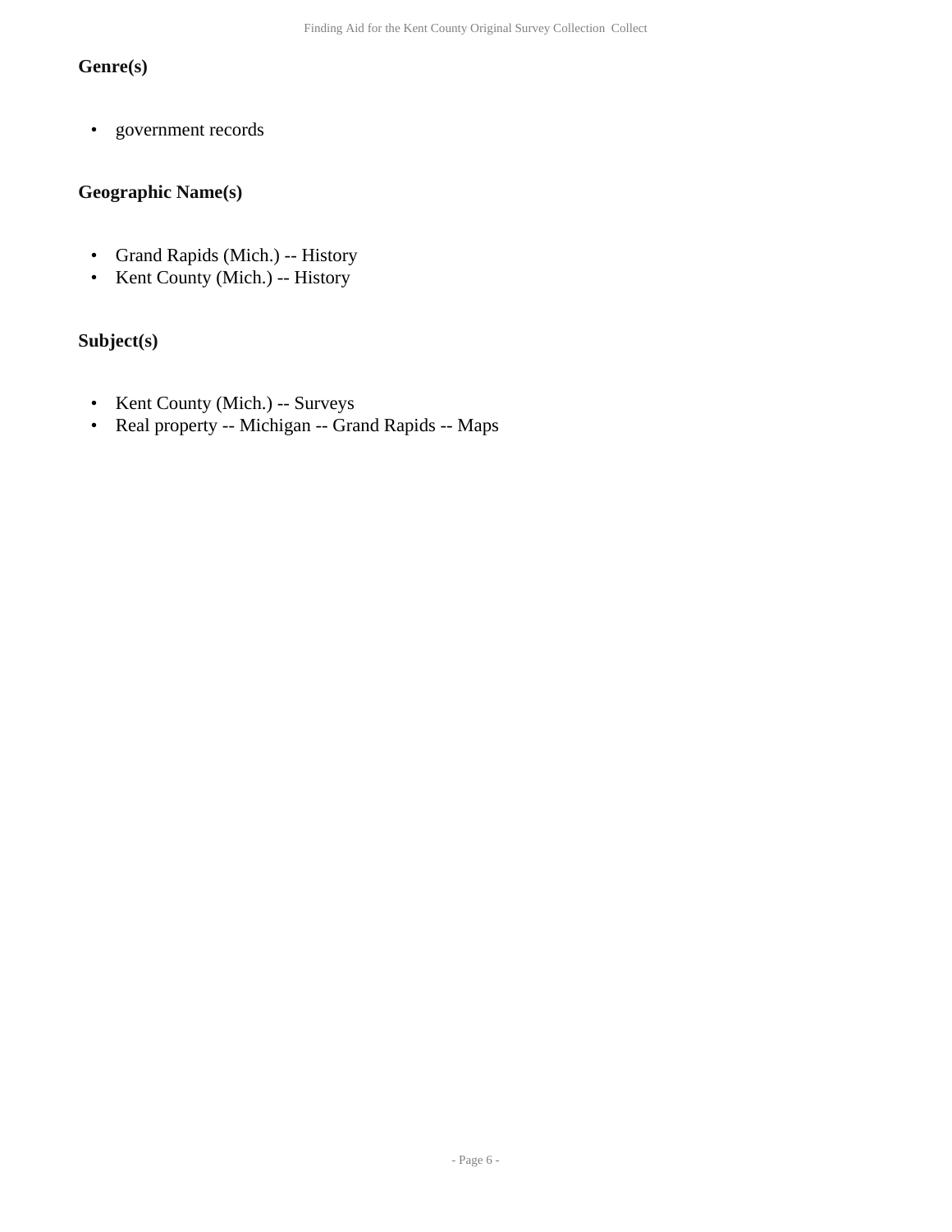### Genre(s)

- government records

### Geographic Name(s)

- Grand Rapids (Mich.) -- History
- Kent County (Mich.) -- History

### Subject(s)

- Kent County (Mich.) -- Surveys
- Real property -- Michigan -- Grand Rapids -- Maps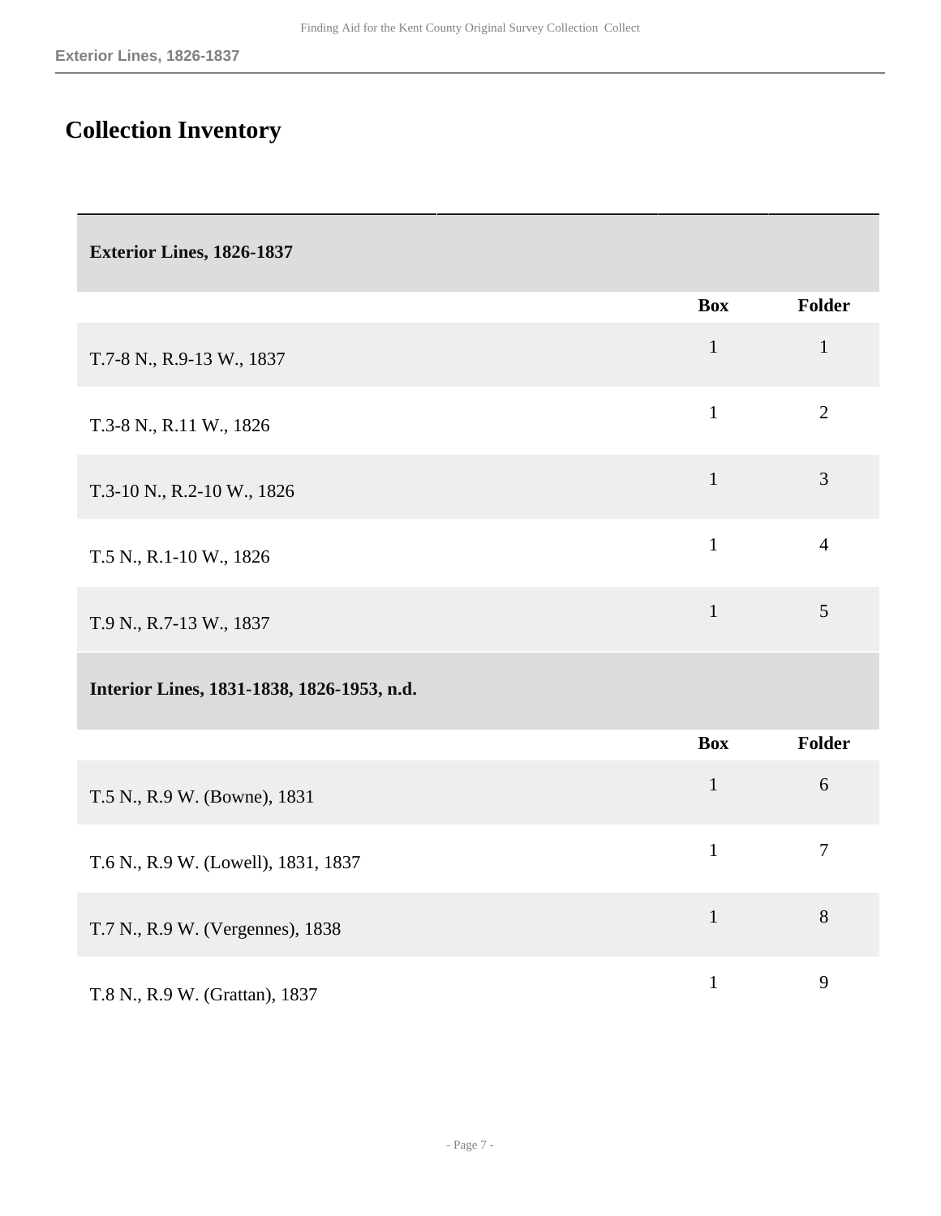## Collection Inventory

| Exterior Lines, 1826-1837 | | |
|---|---|---|
| | Box | Folder |
| T.7-8 N., R.9-13 W., 1837 | 1 | 1 |
| T.3-8 N., R.11 W., 1826 | 1 | 2 |
| T.3-10 N., R.2-10 W., 1826 | 1 | 3 |
| T.5 N., R.1-10 W., 1826 | 1 | 4 |
| T.9 N., R.7-13 W., 1837 | 1 | 5 |

| Interior Lines, 1831-1838, 1826-1953, n.d. | | |
|---|---|---|
| | Box | Folder |
| T.5 N., R.9 W. (Bowne), 1831 | 1 | 6 |
| T.6 N., R.9 W. (Lowell), 1831, 1837 | 1 | 7 |
| T.7 N., R.9 W. (Vergennes), 1838 | 1 | 8 |
| T.8 N., R.9 W. (Grattan), 1837 | 1 | 9 |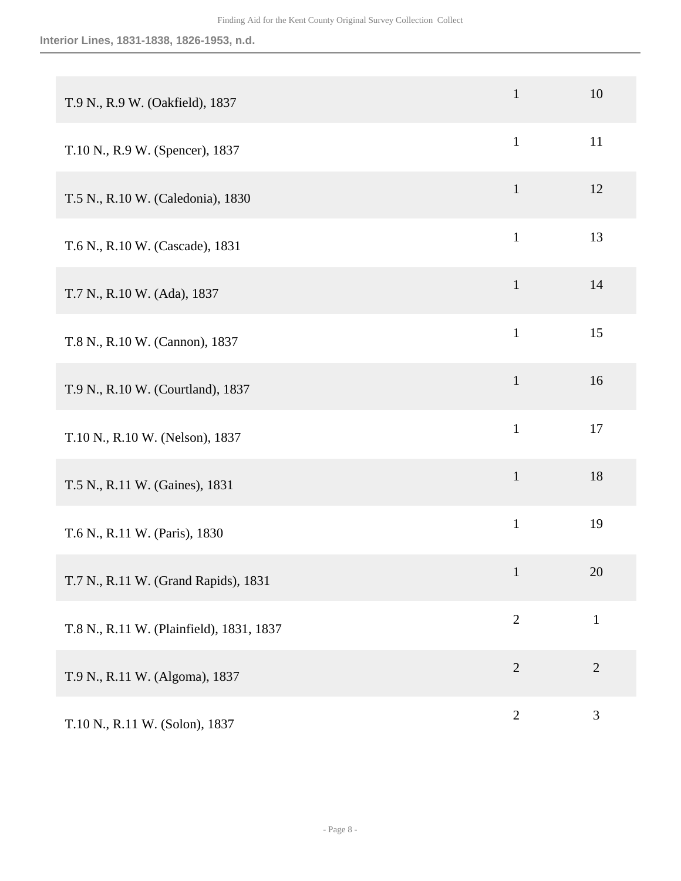| | | |
|---|---|---|
| T.9 N., R.9 W. (Oakfield), 1837 | 1 | 10 |
| T.10 N., R.9 W. (Spencer), 1837 | 1 | 11 |
| T.5 N., R.10 W. (Caledonia), 1830 | 1 | 12 |
| T.6 N., R.10 W. (Cascade), 1831 | 1 | 13 |
| T.7 N., R.10 W. (Ada), 1837 | 1 | 14 |
| T.8 N., R.10 W. (Cannon), 1837 | 1 | 15 |
| T.9 N., R.10 W. (Courtland), 1837 | 1 | 16 |
| T.10 N., R.10 W. (Nelson), 1837 | 1 | 17 |
| T.5 N., R.11 W. (Gaines), 1831 | 1 | 18 |
| T.6 N., R.11 W. (Paris), 1830 | 1 | 19 |
| T.7 N., R.11 W. (Grand Rapids), 1831 | 1 | 20 |
| T.8 N., R.11 W. (Plainfield), 1831, 1837 | 2 | 1 |
| T.9 N., R.11 W. (Algoma), 1837 | 2 | 2 |
| T.10 N., R.11 W. (Solon), 1837 | 2 | 3 |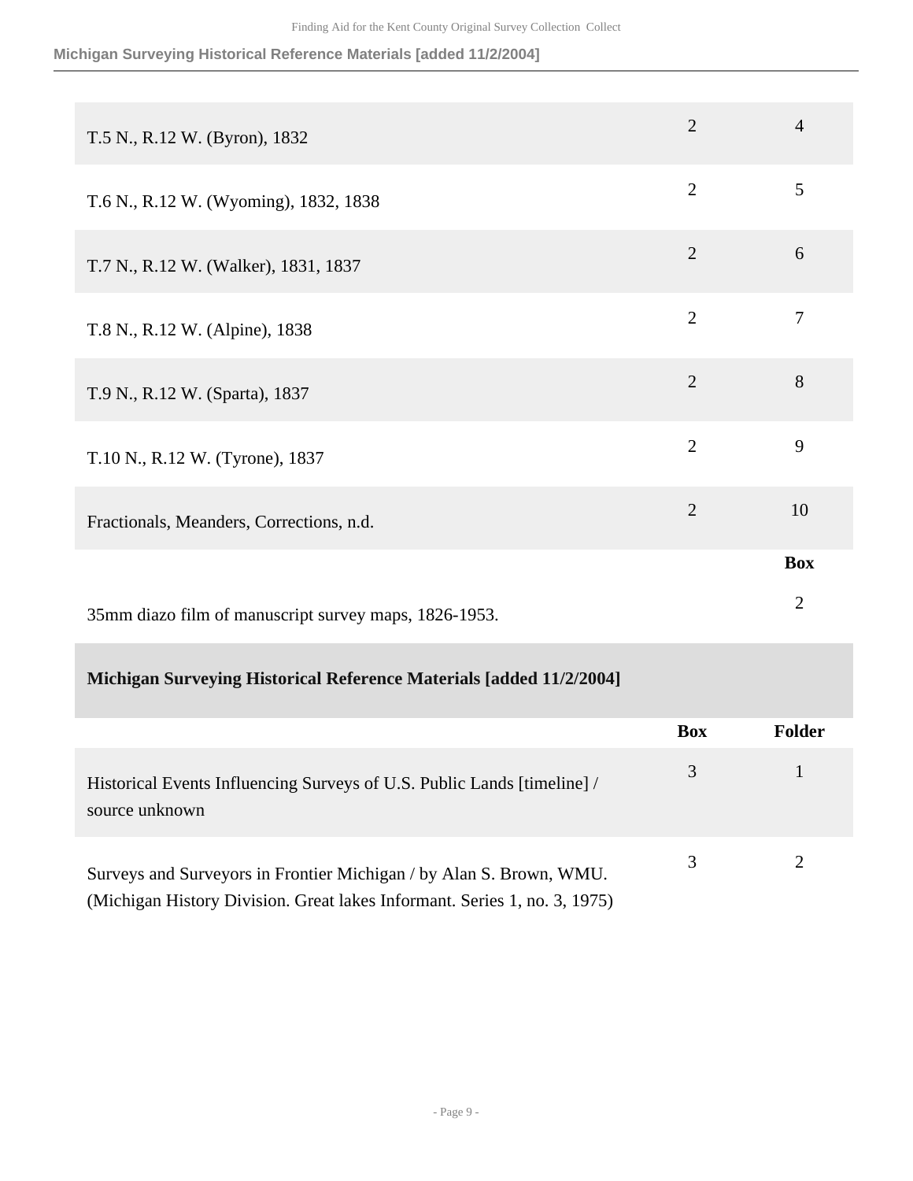| | | |
|---|---|---|
| T.5 N., R.12 W. (Byron), 1832 | 2 | 4 |
| T.6 N., R.12 W. (Wyoming), 1832, 1838 | 2 | 5 |
| T.7 N., R.12 W. (Walker), 1831, 1837 | 2 | 6 |
| T.8 N., R.12 W. (Alpine), 1838 | 2 | 7 |
| T.9 N., R.12 W. (Sparta), 1837 | 2 | 8 |
| T.10 N., R.12 W. (Tyrone), 1837 | 2 | 9 |
| Fractionals, Meanders, Corrections, n.d. | 2 | 10 |

| | **Box** |
|---|---|
| 35mm diazo film of manuscript survey maps, 1826-1953. | 2 |

## Michigan Surveying Historical Reference Materials [added 11/2/2004]

| | **Box** | **Folder** |
|---|---|---|
| Historical Events Influencing Surveys of U.S. Public Lands [timeline] / source unknown | 3 | 1 |
| Surveys and Surveyors in Frontier Michigan / by Alan S. Brown, WMU. (Michigan History Division. Great lakes Informant. Series 1, no. 3, 1975) | 3 | 2 |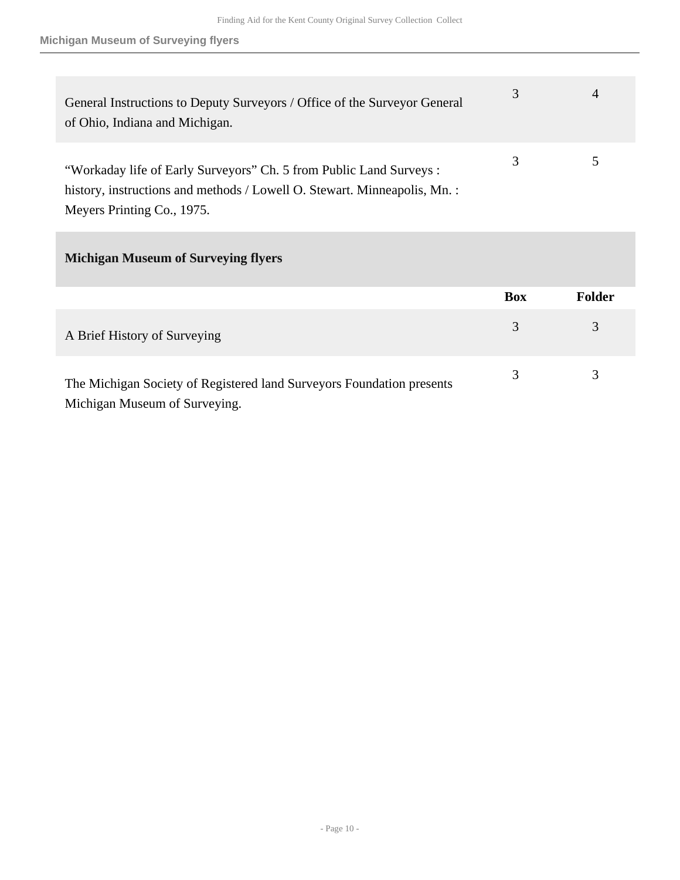| | Box | Folder |
|---|---|---|
| General Instructions to Deputy Surveyors / Office of the Surveyor General of Ohio, Indiana and Michigan. | 3 | 4 |
| "Workaday life of Early Surveyors" Ch. 5 from Public Land Surveys : history, instructions and methods / Lowell O. Stewart. Minneapolis, Mn. : Meyers Printing Co., 1975. | 3 | 5 |

### Michigan Museum of Surveying flyers

| | Box | Folder |
|---|---|---|
| A Brief History of Surveying | 3 | 3 |
| The Michigan Society of Registered land Surveyors Foundation presents Michigan Museum of Surveying. | 3 | 3 |